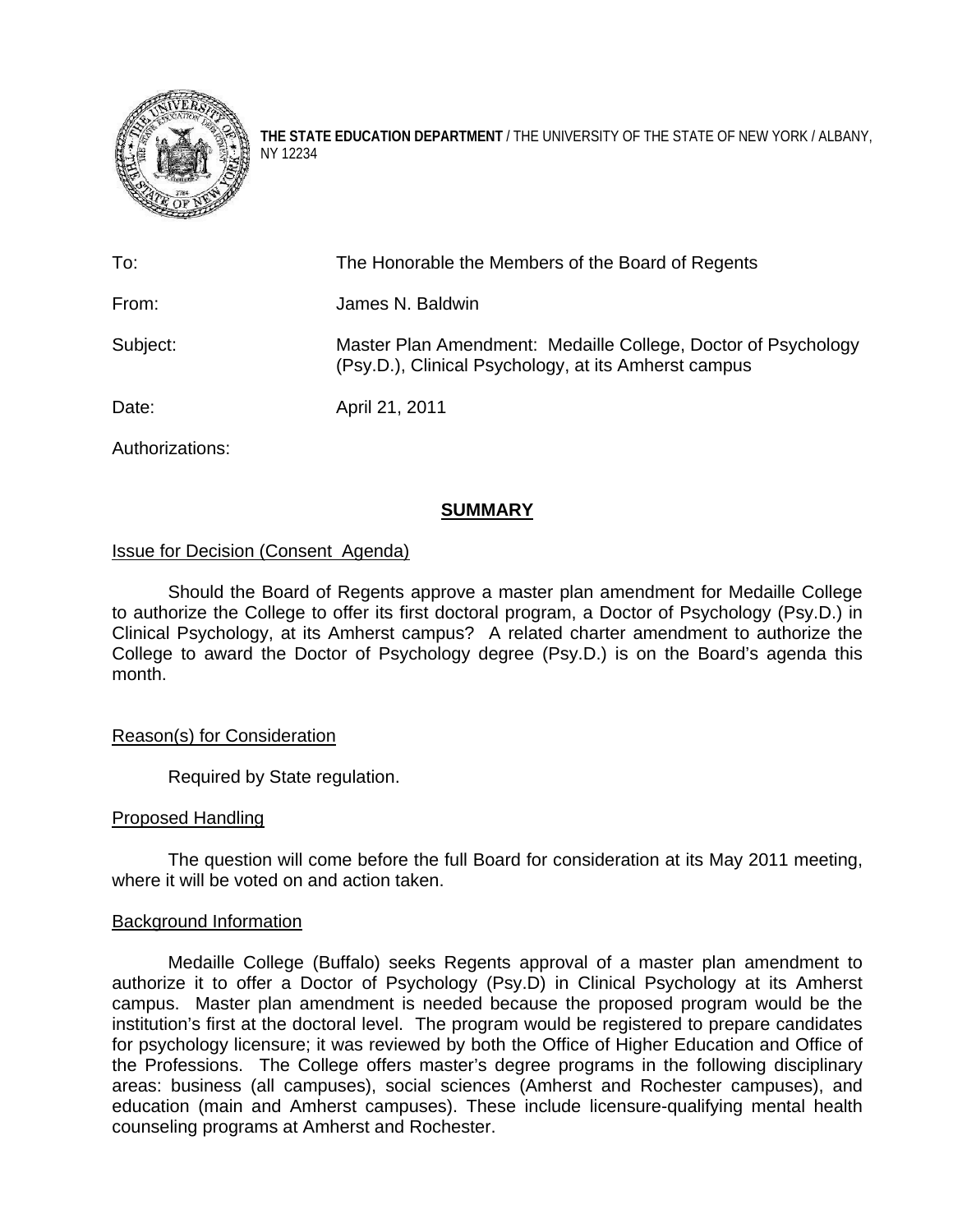**THE STATE EDUCATION DEPARTMENT** / THE UNIVERSITY OF THE STATE OF NEW YORK / ALBANY, NY 12234

| | |
|---|---|
| To: | The Honorable the Members of the Board of Regents |
| From: | James N. Baldwin |
| Subject: | Master Plan Amendment: Medaille College, Doctor of Psychology (Psy.D.), Clinical Psychology, at its Amherst campus |
| Date: | April 21, 2011 |
| Authorizations: | |

## SUMMARY

Issue for Decision (Consent Agenda)

Should the Board of Regents approve a master plan amendment for Medaille College to authorize the College to offer its first doctoral program, a Doctor of Psychology (Psy.D.) in Clinical Psychology, at its Amherst campus? A related charter amendment to authorize the College to award the Doctor of Psychology degree (Psy.D.) is on the Board's agenda this month.

Reason(s) for Consideration

Required by State regulation.

Proposed Handling

The question will come before the full Board for consideration at its May 2011 meeting, where it will be voted on and action taken.

Background Information

Medaille College (Buffalo) seeks Regents approval of a master plan amendment to authorize it to offer a Doctor of Psychology (Psy.D) in Clinical Psychology at its Amherst campus. Master plan amendment is needed because the proposed program would be the institution's first at the doctoral level. The program would be registered to prepare candidates for psychology licensure; it was reviewed by both the Office of Higher Education and Office of the Professions. The College offers master's degree programs in the following disciplinary areas: business (all campuses), social sciences (Amherst and Rochester campuses), and education (main and Amherst campuses). These include licensure-qualifying mental health counseling programs at Amherst and Rochester.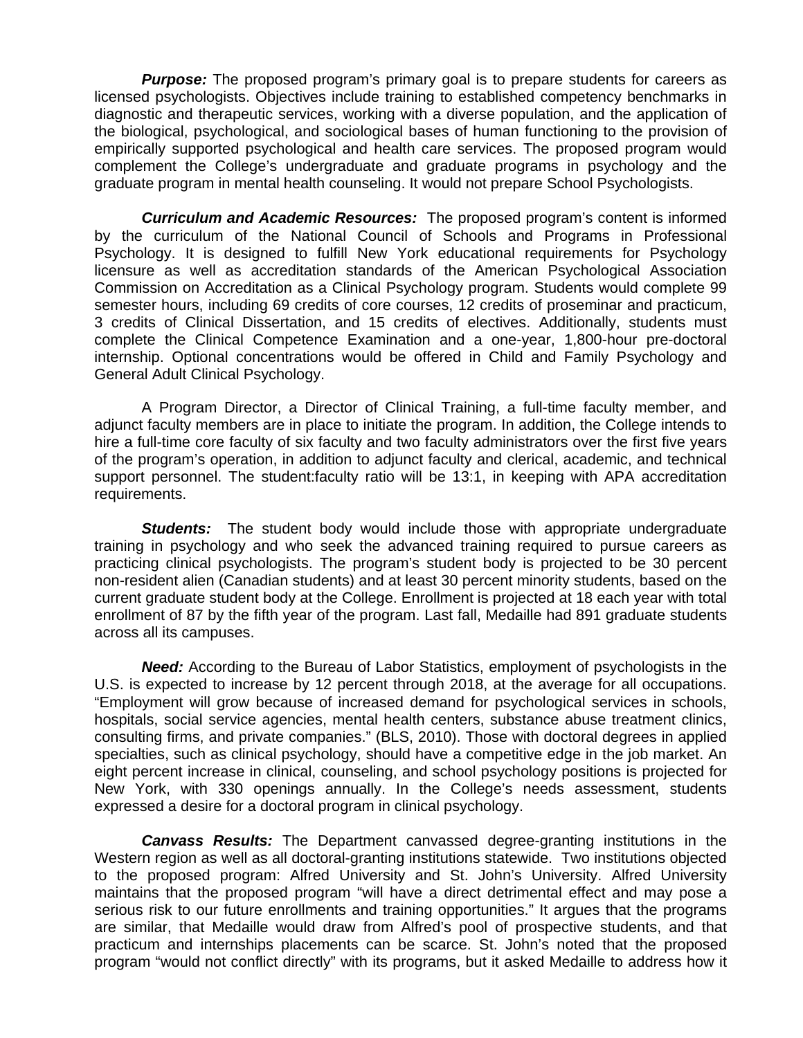***Purpose:*** The proposed program's primary goal is to prepare students for careers as licensed psychologists. Objectives include training to established competency benchmarks in diagnostic and therapeutic services, working with a diverse population, and the application of the biological, psychological, and sociological bases of human functioning to the provision of empirically supported psychological and health care services. The proposed program would complement the College's undergraduate and graduate programs in psychology and the graduate program in mental health counseling. It would not prepare School Psychologists.

***Curriculum and Academic Resources:*** The proposed program's content is informed by the curriculum of the National Council of Schools and Programs in Professional Psychology. It is designed to fulfill New York educational requirements for Psychology licensure as well as accreditation standards of the American Psychological Association Commission on Accreditation as a Clinical Psychology program. Students would complete 99 semester hours, including 69 credits of core courses, 12 credits of proseminar and practicum, 3 credits of Clinical Dissertation, and 15 credits of electives. Additionally, students must complete the Clinical Competence Examination and a one-year, 1,800-hour pre-doctoral internship. Optional concentrations would be offered in Child and Family Psychology and General Adult Clinical Psychology.

A Program Director, a Director of Clinical Training, a full-time faculty member, and adjunct faculty members are in place to initiate the program. In addition, the College intends to hire a full-time core faculty of six faculty and two faculty administrators over the first five years of the program's operation, in addition to adjunct faculty and clerical, academic, and technical support personnel. The student:faculty ratio will be 13:1, in keeping with APA accreditation requirements.

***Students:*** The student body would include those with appropriate undergraduate training in psychology and who seek the advanced training required to pursue careers as practicing clinical psychologists. The program's student body is projected to be 30 percent non-resident alien (Canadian students) and at least 30 percent minority students, based on the current graduate student body at the College. Enrollment is projected at 18 each year with total enrollment of 87 by the fifth year of the program. Last fall, Medaille had 891 graduate students across all its campuses.

***Need:*** According to the Bureau of Labor Statistics, employment of psychologists in the U.S. is expected to increase by 12 percent through 2018, at the average for all occupations. "Employment will grow because of increased demand for psychological services in schools, hospitals, social service agencies, mental health centers, substance abuse treatment clinics, consulting firms, and private companies." (BLS, 2010). Those with doctoral degrees in applied specialties, such as clinical psychology, should have a competitive edge in the job market. An eight percent increase in clinical, counseling, and school psychology positions is projected for New York, with 330 openings annually. In the College's needs assessment, students expressed a desire for a doctoral program in clinical psychology.

***Canvass Results:*** The Department canvassed degree-granting institutions in the Western region as well as all doctoral-granting institutions statewide. Two institutions objected to the proposed program: Alfred University and St. John's University. Alfred University maintains that the proposed program "will have a direct detrimental effect and may pose a serious risk to our future enrollments and training opportunities." It argues that the programs are similar, that Medaille would draw from Alfred's pool of prospective students, and that practicum and internships placements can be scarce. St. John's noted that the proposed program "would not conflict directly" with its programs, but it asked Medaille to address how it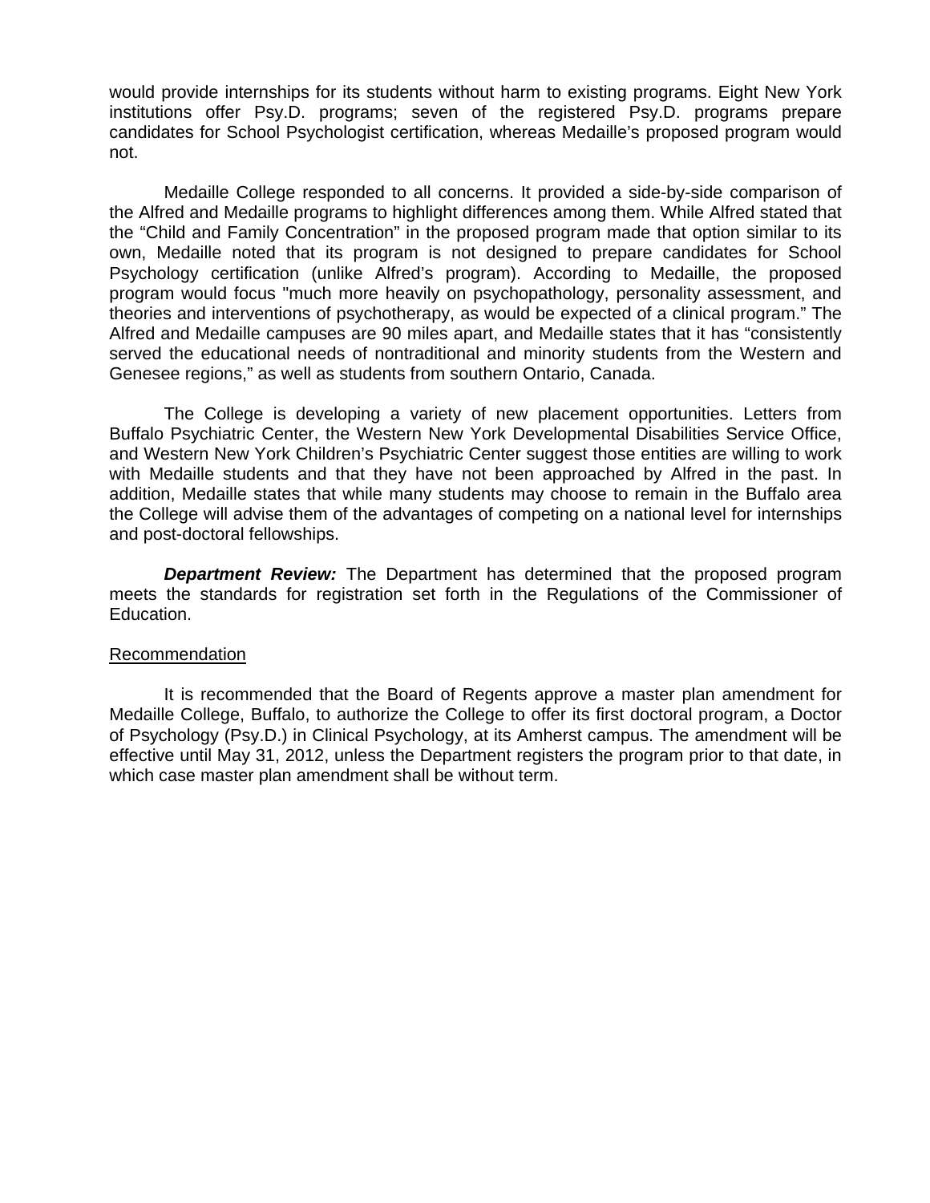would provide internships for its students without harm to existing programs. Eight New York institutions offer Psy.D. programs; seven of the registered Psy.D. programs prepare candidates for School Psychologist certification, whereas Medaille's proposed program would not.

Medaille College responded to all concerns. It provided a side-by-side comparison of the Alfred and Medaille programs to highlight differences among them. While Alfred stated that the "Child and Family Concentration" in the proposed program made that option similar to its own, Medaille noted that its program is not designed to prepare candidates for School Psychology certification (unlike Alfred's program). According to Medaille, the proposed program would focus "much more heavily on psychopathology, personality assessment, and theories and interventions of psychotherapy, as would be expected of a clinical program." The Alfred and Medaille campuses are 90 miles apart, and Medaille states that it has "consistently served the educational needs of nontraditional and minority students from the Western and Genesee regions," as well as students from southern Ontario, Canada.

The College is developing a variety of new placement opportunities. Letters from Buffalo Psychiatric Center, the Western New York Developmental Disabilities Service Office, and Western New York Children's Psychiatric Center suggest those entities are willing to work with Medaille students and that they have not been approached by Alfred in the past. In addition, Medaille states that while many students may choose to remain in the Buffalo area the College will advise them of the advantages of competing on a national level for internships and post-doctoral fellowships.

***Department Review:*** The Department has determined that the proposed program meets the standards for registration set forth in the Regulations of the Commissioner of Education.

Recommendation

It is recommended that the Board of Regents approve a master plan amendment for Medaille College, Buffalo, to authorize the College to offer its first doctoral program, a Doctor of Psychology (Psy.D.) in Clinical Psychology, at its Amherst campus. The amendment will be effective until May 31, 2012, unless the Department registers the program prior to that date, in which case master plan amendment shall be without term.